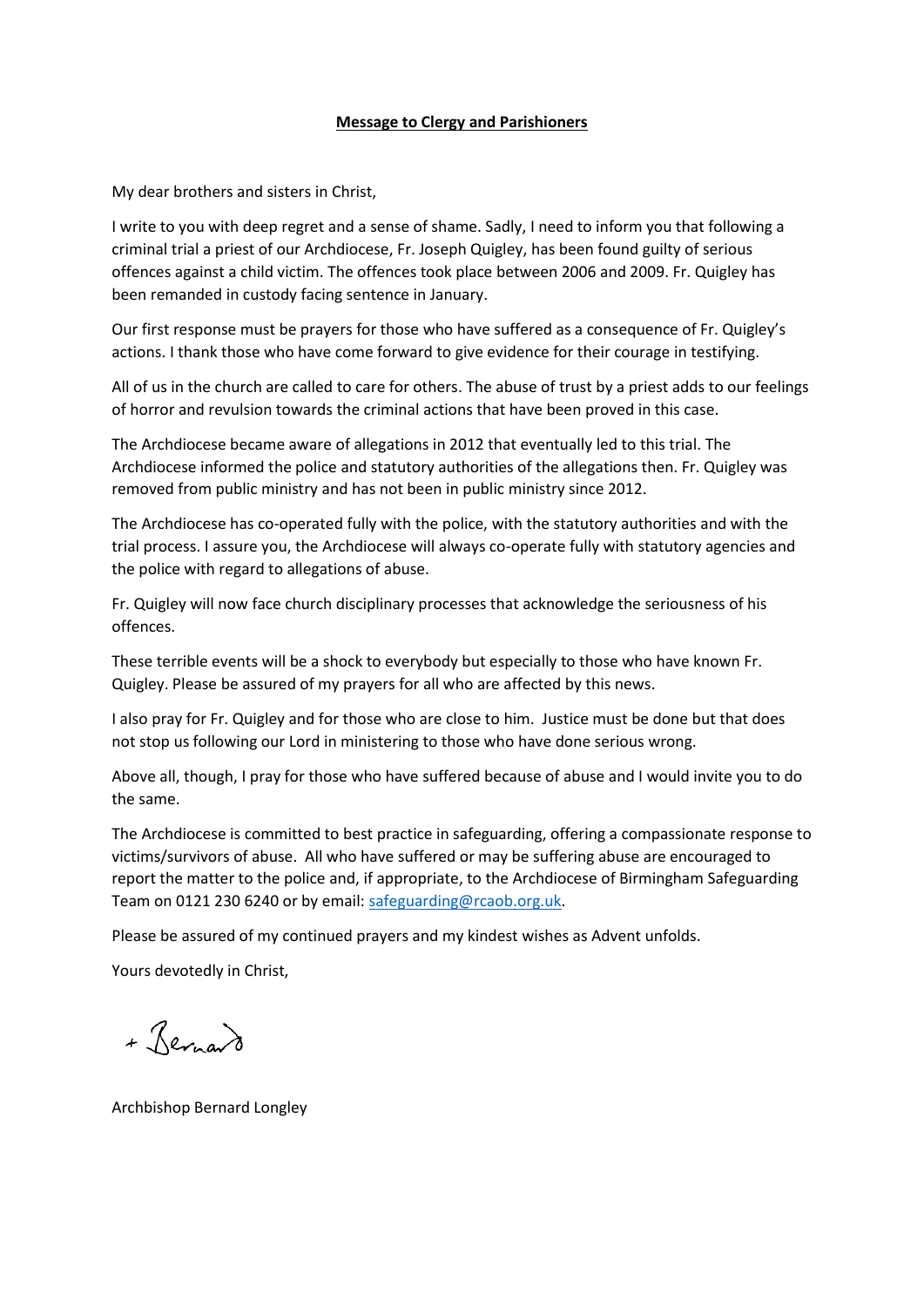**Message to Clergy and Parishioners**

My dear brothers and sisters in Christ,

I write to you with deep regret and a sense of shame. Sadly, I need to inform you that following a criminal trial a priest of our Archdiocese, Fr. Joseph Quigley, has been found guilty of serious offences against a child victim. The offences took place between 2006 and 2009. Fr. Quigley has been remanded in custody facing sentence in January.

Our first response must be prayers for those who have suffered as a consequence of Fr. Quigley's actions. I thank those who have come forward to give evidence for their courage in testifying.

All of us in the church are called to care for others. The abuse of trust by a priest adds to our feelings of horror and revulsion towards the criminal actions that have been proved in this case.

The Archdiocese became aware of allegations in 2012 that eventually led to this trial. The Archdiocese informed the police and statutory authorities of the allegations then. Fr. Quigley was removed from public ministry and has not been in public ministry since 2012.

The Archdiocese has co-operated fully with the police, with the statutory authorities and with the trial process. I assure you, the Archdiocese will always co-operate fully with statutory agencies and the police with regard to allegations of abuse.

Fr. Quigley will now face church disciplinary processes that acknowledge the seriousness of his offences.

These terrible events will be a shock to everybody but especially to those who have known Fr. Quigley. Please be assured of my prayers for all who are affected by this news.

I also pray for Fr. Quigley and for those who are close to him. Justice must be done but that does not stop us following our Lord in ministering to those who have done serious wrong.

Above all, though, I pray for those who have suffered because of abuse and I would invite you to do the same.

The Archdiocese is committed to best practice in safeguarding, offering a compassionate response to victims/survivors of abuse. All who have suffered or may be suffering abuse are encouraged to report the matter to the police and, if appropriate, to the Archdiocese of Birmingham Safeguarding Team on 0121 230 6240 or by email: safeguarding@rcaob.org.uk.

Please be assured of my continued prayers and my kindest wishes as Advent unfolds.

Yours devotedly in Christ,

+ Bernard

Archbishop Bernard Longley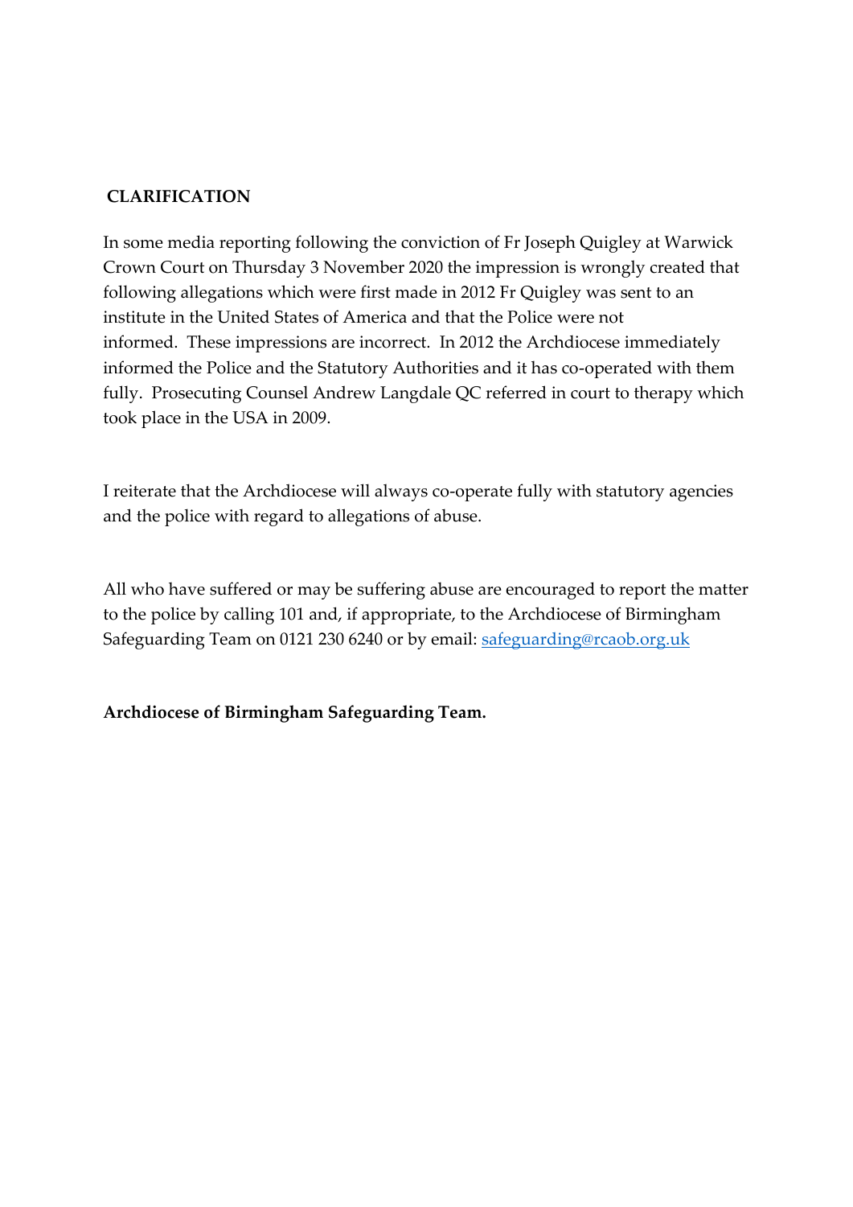**CLARIFICATION**

In some media reporting following the conviction of Fr Joseph Quigley at Warwick Crown Court on Thursday 3 November 2020 the impression is wrongly created that following allegations which were first made in 2012 Fr Quigley was sent to an institute in the United States of America and that the Police were not informed. These impressions are incorrect. In 2012 the Archdiocese immediately informed the Police and the Statutory Authorities and it has co-operated with them fully. Prosecuting Counsel Andrew Langdale QC referred in court to therapy which took place in the USA in 2009.

I reiterate that the Archdiocese will always co-operate fully with statutory agencies and the police with regard to allegations of abuse.

All who have suffered or may be suffering abuse are encouraged to report the matter to the police by calling 101 and, if appropriate, to the Archdiocese of Birmingham Safeguarding Team on 0121 230 6240 or by email: safeguarding@rcaob.org.uk

**Archdiocese of Birmingham Safeguarding Team.**